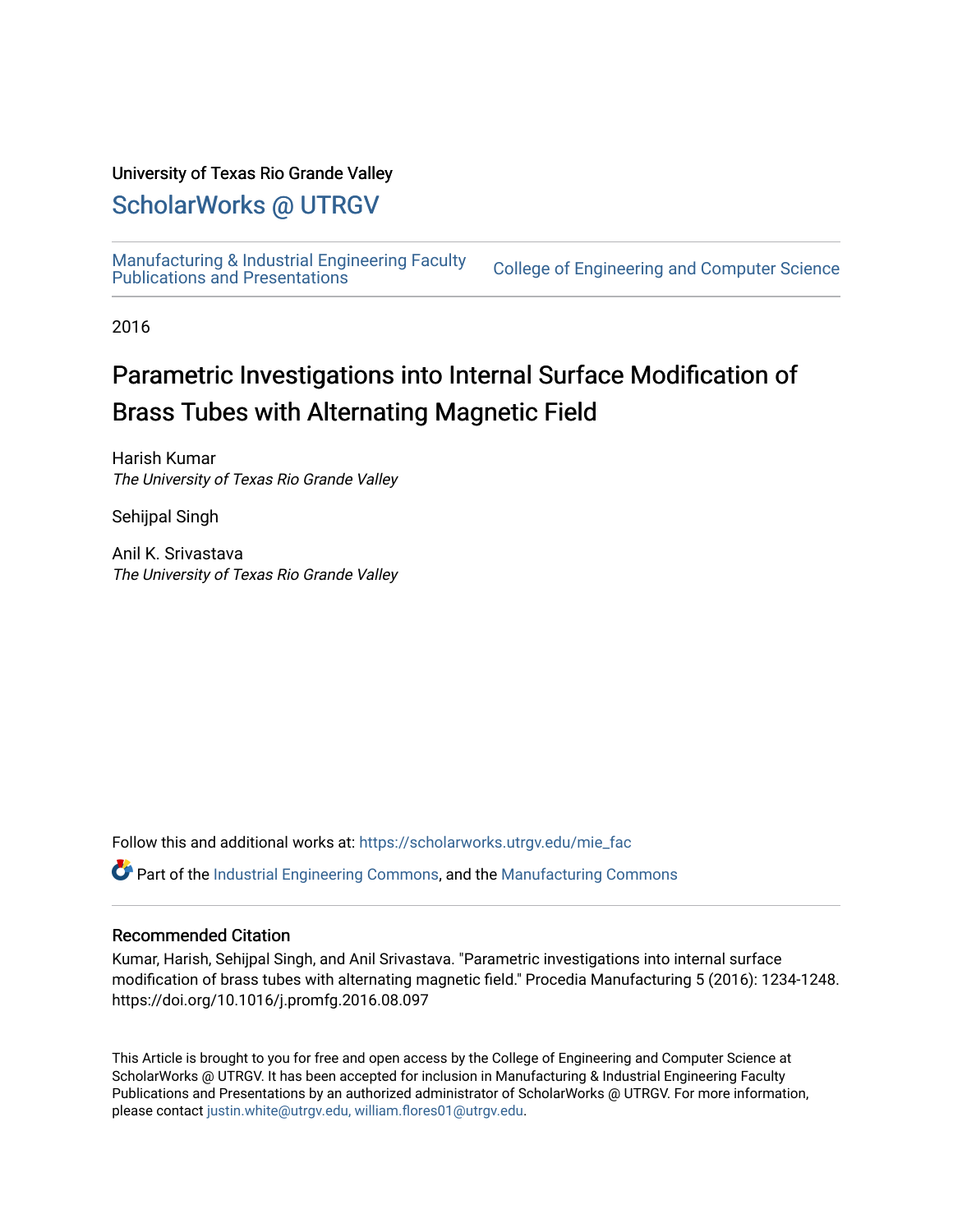University of Texas Rio Grande Valley

## ScholarWorks @ UTRGV

Manufacturing & Industrial Engineering Faculty Publications and Presentations

College of Engineering and Computer Science

2016

# Parametric Investigations into Internal Surface Modification of Brass Tubes with Alternating Magnetic Field

Harish Kumar
*The University of Texas Rio Grande Valley*

Sehijpal Singh

Anil K. Srivastava
*The University of Texas Rio Grande Valley*

Follow this and additional works at: https://scholarworks.utrgv.edu/mie_fac

Part of the Industrial Engineering Commons, and the Manufacturing Commons

### Recommended Citation

Kumar, Harish, Sehijpal Singh, and Anil Srivastava. "Parametric investigations into internal surface modification of brass tubes with alternating magnetic field." Procedia Manufacturing 5 (2016): 1234-1248. https://doi.org/10.1016/j.promfg.2016.08.097

This Article is brought to you for free and open access by the College of Engineering and Computer Science at ScholarWorks @ UTRGV. It has been accepted for inclusion in Manufacturing & Industrial Engineering Faculty Publications and Presentations by an authorized administrator of ScholarWorks @ UTRGV. For more information, please contact justin.white@utrgv.edu, william.flores01@utrgv.edu.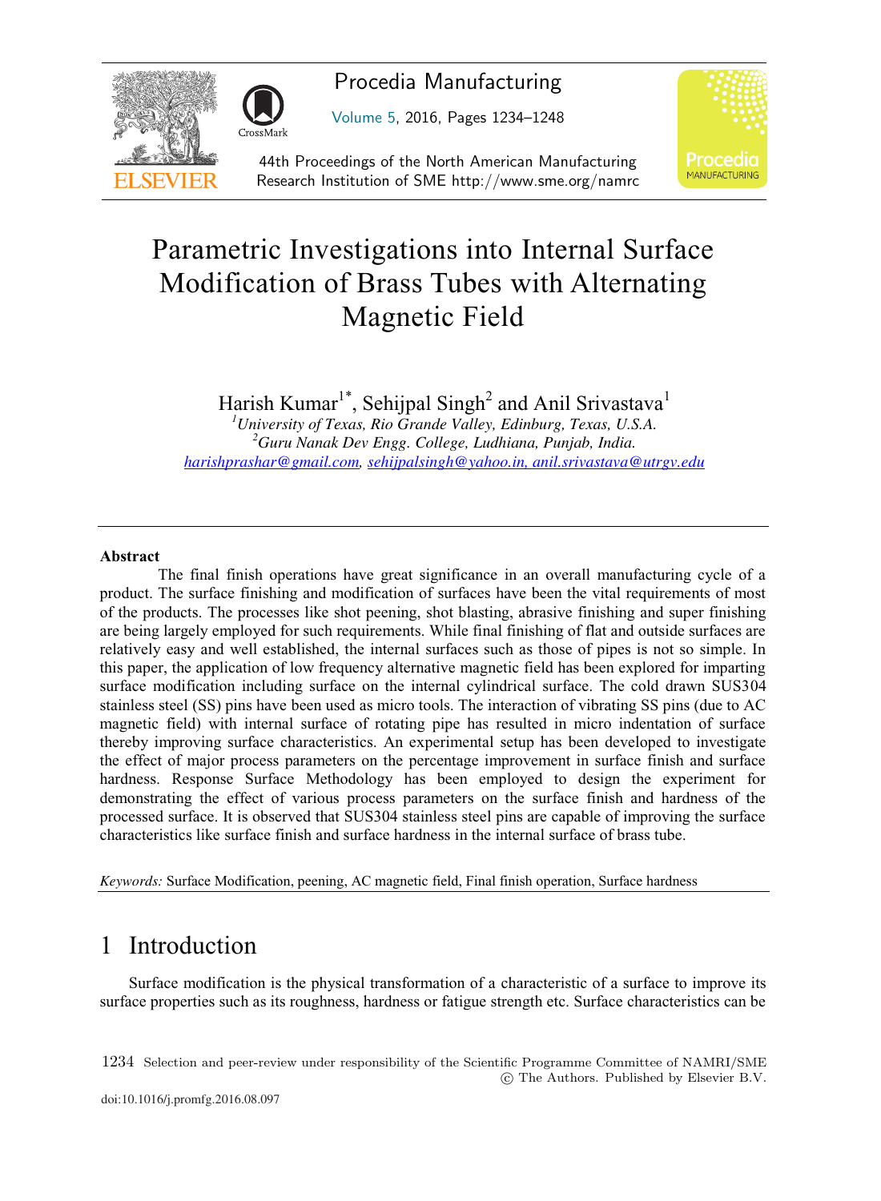# Parametric Investigations into Internal Surface Modification of Brass Tubes with Alternating Magnetic Field

Harish Kumar[1*], Sehijpal Singh[2] and Anil Srivastava[1]

[1]*University of Texas, Rio Grande Valley, Edinburg, Texas, U.S.A.*
[2]*Guru Nanak Dev Engg. College, Ludhiana, Punjab, India.*
harishprashar@gmail.com, sehijpalsingh@yahoo.in, anil.srivastava@utrgv.edu

### Abstract

The final finish operations have great significance in an overall manufacturing cycle of a product. The surface finishing and modification of surfaces have been the vital requirements of most of the products. The processes like shot peening, shot blasting, abrasive finishing and super finishing are being largely employed for such requirements. While final finishing of flat and outside surfaces are relatively easy and well established, the internal surfaces such as those of pipes is not so simple. In this paper, the application of low frequency alternative magnetic field has been explored for imparting surface modification including surface on the internal cylindrical surface. The cold drawn SUS304 stainless steel (SS) pins have been used as micro tools. The interaction of vibrating SS pins (due to AC magnetic field) with internal surface of rotating pipe has resulted in micro indentation of surface thereby improving surface characteristics. An experimental setup has been developed to investigate the effect of major process parameters on the percentage improvement in surface finish and surface hardness. Response Surface Methodology has been employed to design the experiment for demonstrating the effect of various process parameters on the surface finish and hardness of the processed surface. It is observed that SUS304 stainless steel pins are capable of improving the surface characteristics like surface finish and surface hardness in the internal surface of brass tube.

*Keywords:* Surface Modification, peening, AC magnetic field, Final finish operation, Surface hardness

# 1 Introduction

Surface modification is the physical transformation of a characteristic of a surface to improve its surface properties such as its roughness, hardness or fatigue strength etc. Surface characteristics can be

Selection and peer-review under responsibility of the Scientific Programme Committee of NAMRI/SME
© The Authors. Published by Elsevier B.V.

doi:10.1016/j.promfg.2016.08.097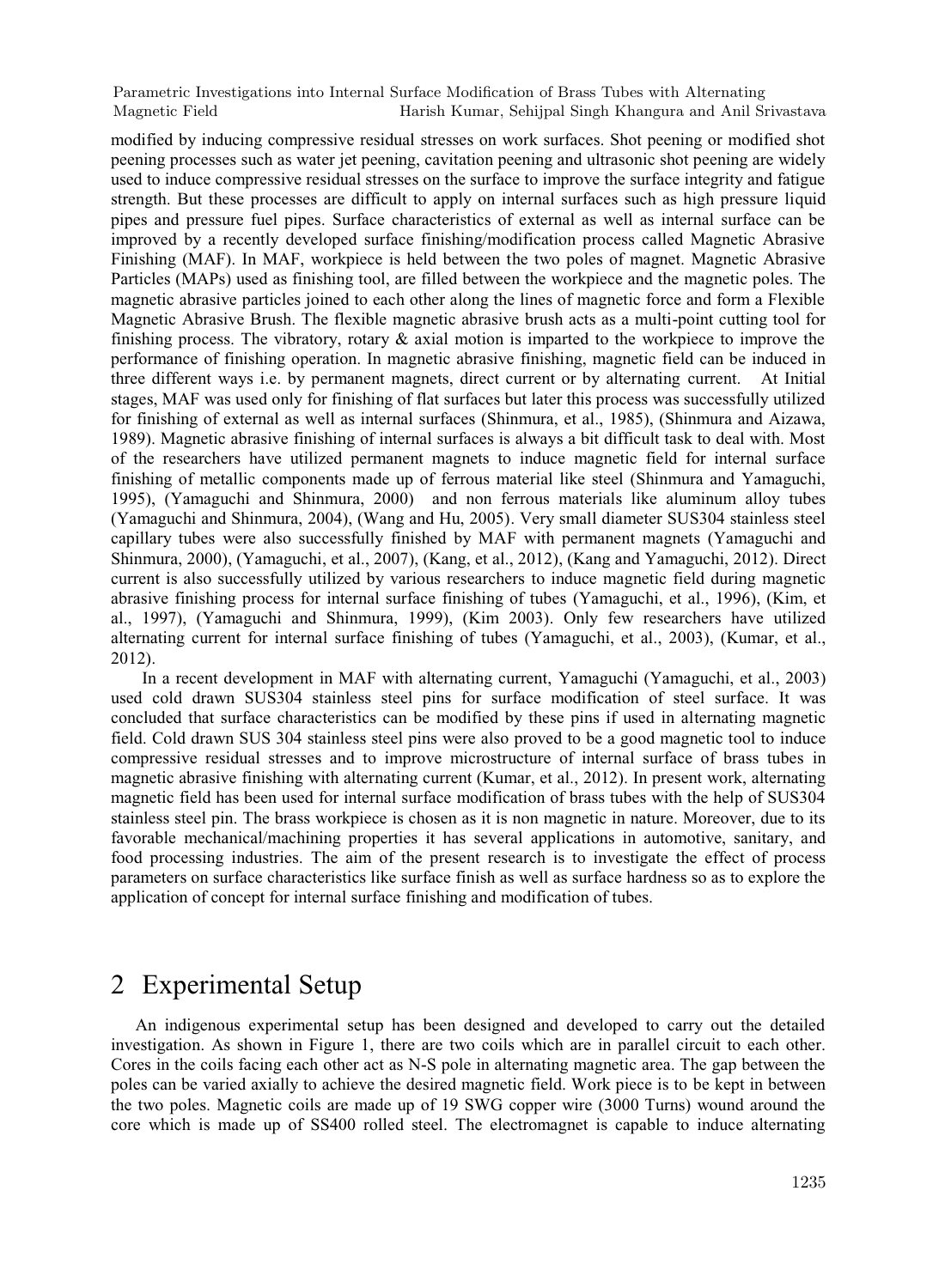modified by inducing compressive residual stresses on work surfaces. Shot peening or modified shot peening processes such as water jet peening, cavitation peening and ultrasonic shot peening are widely used to induce compressive residual stresses on the surface to improve the surface integrity and fatigue strength. But these processes are difficult to apply on internal surfaces such as high pressure liquid pipes and pressure fuel pipes. Surface characteristics of external as well as internal surface can be improved by a recently developed surface finishing/modification process called Magnetic Abrasive Finishing (MAF). In MAF, workpiece is held between the two poles of magnet. Magnetic Abrasive Particles (MAPs) used as finishing tool, are filled between the workpiece and the magnetic poles. The magnetic abrasive particles joined to each other along the lines of magnetic force and form a Flexible Magnetic Abrasive Brush. The flexible magnetic abrasive brush acts as a multi-point cutting tool for finishing process. The vibratory, rotary & axial motion is imparted to the workpiece to improve the performance of finishing operation. In magnetic abrasive finishing, magnetic field can be induced in three different ways i.e. by permanent magnets, direct current or by alternating current. At Initial stages, MAF was used only for finishing of flat surfaces but later this process was successfully utilized for finishing of external as well as internal surfaces (Shinmura, et al., 1985), (Shinmura and Aizawa, 1989). Magnetic abrasive finishing of internal surfaces is always a bit difficult task to deal with. Most of the researchers have utilized permanent magnets to induce magnetic field for internal surface finishing of metallic components made up of ferrous material like steel (Shinmura and Yamaguchi, 1995), (Yamaguchi and Shinmura, 2000) and non ferrous materials like aluminum alloy tubes (Yamaguchi and Shinmura, 2004), (Wang and Hu, 2005). Very small diameter SUS304 stainless steel capillary tubes were also successfully finished by MAF with permanent magnets (Yamaguchi and Shinmura, 2000), (Yamaguchi, et al., 2007), (Kang, et al., 2012), (Kang and Yamaguchi, 2012). Direct current is also successfully utilized by various researchers to induce magnetic field during magnetic abrasive finishing process for internal surface finishing of tubes (Yamaguchi, et al., 1996), (Kim, et al., 1997), (Yamaguchi and Shinmura, 1999), (Kim 2003). Only few researchers have utilized alternating current for internal surface finishing of tubes (Yamaguchi, et al., 2003), (Kumar, et al., 2012).

In a recent development in MAF with alternating current, Yamaguchi (Yamaguchi, et al., 2003) used cold drawn SUS304 stainless steel pins for surface modification of steel surface. It was concluded that surface characteristics can be modified by these pins if used in alternating magnetic field. Cold drawn SUS 304 stainless steel pins were also proved to be a good magnetic tool to induce compressive residual stresses and to improve microstructure of internal surface of brass tubes in magnetic abrasive finishing with alternating current (Kumar, et al., 2012). In present work, alternating magnetic field has been used for internal surface modification of brass tubes with the help of SUS304 stainless steel pin. The brass workpiece is chosen as it is non magnetic in nature. Moreover, due to its favorable mechanical/machining properties it has several applications in automotive, sanitary, and food processing industries. The aim of the present research is to investigate the effect of process parameters on surface characteristics like surface finish as well as surface hardness so as to explore the application of concept for internal surface finishing and modification of tubes.

## 2 Experimental Setup

An indigenous experimental setup has been designed and developed to carry out the detailed investigation. As shown in Figure 1, there are two coils which are in parallel circuit to each other. Cores in the coils facing each other act as N-S pole in alternating magnetic area. The gap between the poles can be varied axially to achieve the desired magnetic field. Work piece is to be kept in between the two poles. Magnetic coils are made up of 19 SWG copper wire (3000 Turns) wound around the core which is made up of SS400 rolled steel. The electromagnet is capable to induce alternating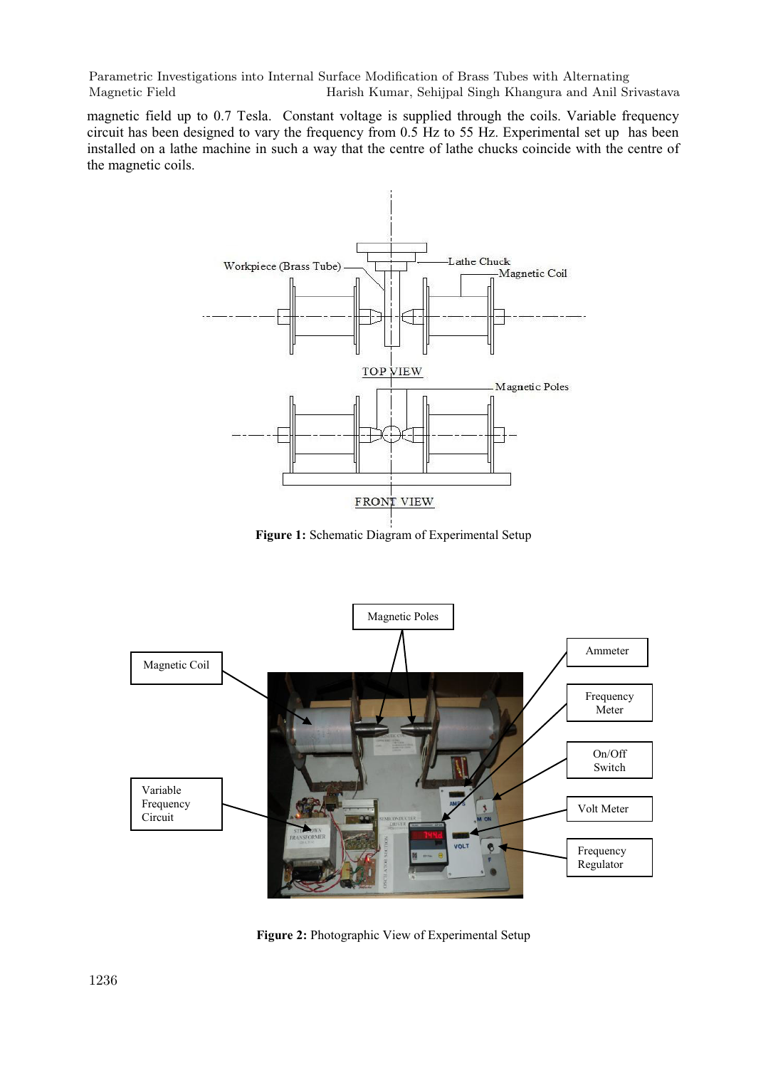magnetic field up to 0.7 Tesla. Constant voltage is supplied through the coils. Variable frequency circuit has been designed to vary the frequency from 0.5 Hz to 55 Hz. Experimental set up has been installed on a lathe machine in such a way that the centre of lathe chucks coincide with the centre of the magnetic coils.

**Figure 1:** Schematic Diagram of Experimental Setup

**Figure 2:** Photographic View of Experimental Setup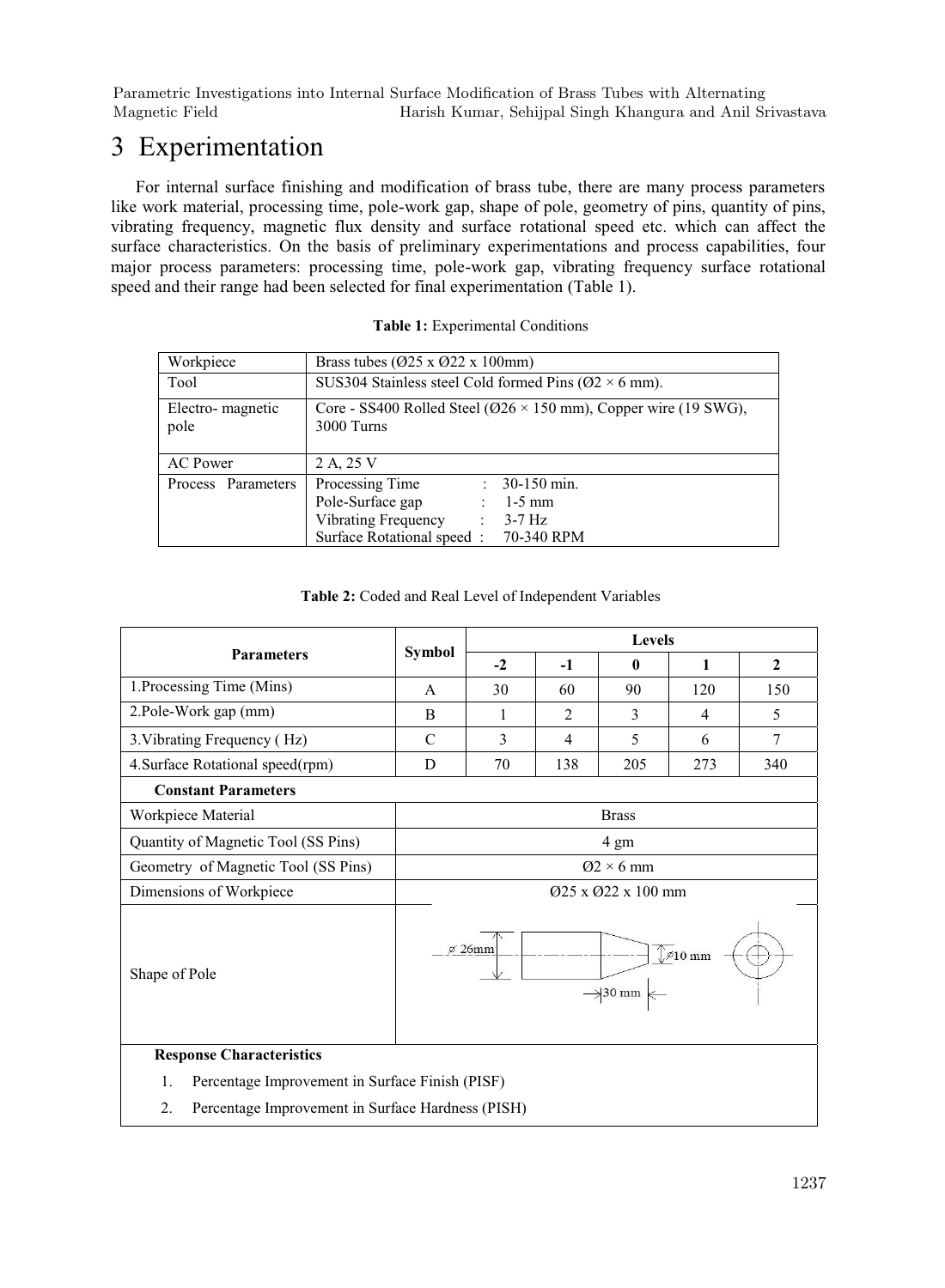# 3 Experimentation

For internal surface finishing and modification of brass tube, there are many process parameters like work material, processing time, pole-work gap, shape of pole, geometry of pins, quantity of pins, vibrating frequency, magnetic flux density and surface rotational speed etc. which can affect the surface characteristics. On the basis of preliminary experimentations and process capabilities, four major process parameters: processing time, pole-work gap, vibrating frequency surface rotational speed and their range had been selected for final experimentation (Table 1).

**Table 1:** Experimental Conditions

| | |
|---|---|
| Workpiece | Brass tubes (Ø25 x Ø22 x 100mm) |
| Tool | SUS304 Stainless steel Cold formed Pins (Ø2 × 6 mm). |
| Electro- magnetic pole | Core - SS400 Rolled Steel (Ø26 × 150 mm), Copper wire (19 SWG), 3000 Turns |
| AC Power | 2 A, 25 V |
| Process Parameters | Processing Time : 30-150 min.<br>Pole-Surface gap : 1-5 mm<br>Vibrating Frequency : 3-7 Hz<br>Surface Rotational speed : 70-340 RPM |

**Table 2:** Coded and Real Level of Independent Variables

| Parameters | Symbol | Levels | | | | |
|---|---|---|---|---|---|---|
| | | -2 | -1 | 0 | 1 | 2 |
| 1.Processing Time (Mins) | A | 30 | 60 | 90 | 120 | 150 |
| 2.Pole-Work gap (mm) | B | 1 | 2 | 3 | 4 | 5 |
| 3.Vibrating Frequency ( Hz) | C | 3 | 4 | 5 | 6 | 7 |
| 4.Surface Rotational speed(rpm) | D | 70 | 138 | 205 | 273 | 340 |
| **Constant Parameters** | | | | | | |
| Workpiece Material | Brass | | | | | |
| Quantity of Magnetic Tool (SS Pins) | 4 gm | | | | | |
| Geometry of Magnetic Tool (SS Pins) | Ø2 × 6 mm | | | | | |
| Dimensions of Workpiece | Ø25 x Ø22 x 100 mm | | | | | |
| Shape of Pole | ø 26mm, ø10 mm, 30 mm | | | | | |
| **Response Characteristics** | | | | | | |
| 1. Percentage Improvement in Surface Finish (PISF) | | | | | | |
| 2. Percentage Improvement in Surface Hardness (PISH) | | | | | | |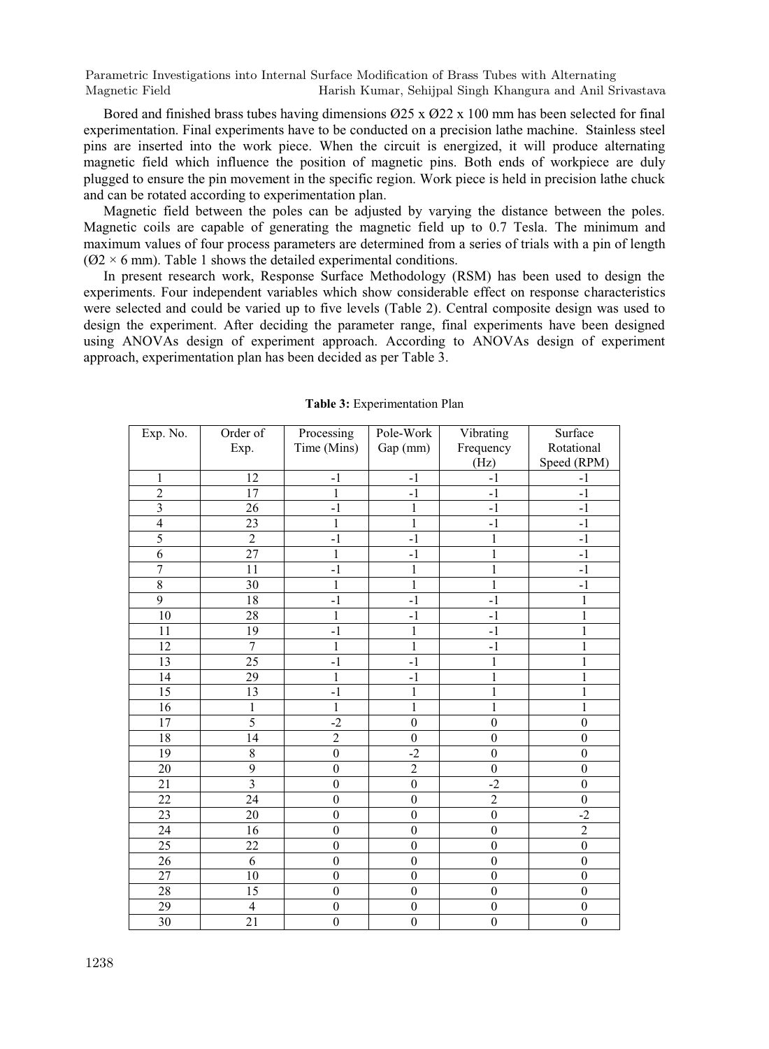Bored and finished brass tubes having dimensions Ø25 x Ø22 x 100 mm has been selected for final experimentation. Final experiments have to be conducted on a precision lathe machine. Stainless steel pins are inserted into the work piece. When the circuit is energized, it will produce alternating magnetic field which influence the position of magnetic pins. Both ends of workpiece are duly plugged to ensure the pin movement in the specific region. Work piece is held in precision lathe chuck and can be rotated according to experimentation plan.

Magnetic field between the poles can be adjusted by varying the distance between the poles. Magnetic coils are capable of generating the magnetic field up to 0.7 Tesla. The minimum and maximum values of four process parameters are determined from a series of trials with a pin of length (Ø2 × 6 mm). Table 1 shows the detailed experimental conditions.

In present research work, Response Surface Methodology (RSM) has been used to design the experiments. Four independent variables which show considerable effect on response characteristics were selected and could be varied up to five levels (Table 2). Central composite design was used to design the experiment. After deciding the parameter range, final experiments have been designed using ANOVAs design of experiment approach. According to ANOVAs design of experiment approach, experimentation plan has been decided as per Table 3.

**Table 3:** Experimentation Plan

| Exp. No. | Order of Exp. | Processing Time (Mins) | Pole-Work Gap (mm) | Vibrating Frequency (Hz) | Surface Rotational Speed (RPM) |
|---|---|---|---|---|---|
| 1 | 12 | -1 | -1 | -1 | -1 |
| 2 | 17 | 1 | -1 | -1 | -1 |
| 3 | 26 | -1 | 1 | -1 | -1 |
| 4 | 23 | 1 | 1 | -1 | -1 |
| 5 | 2 | -1 | -1 | 1 | -1 |
| 6 | 27 | 1 | -1 | 1 | -1 |
| 7 | 11 | -1 | 1 | 1 | -1 |
| 8 | 30 | 1 | 1 | 1 | -1 |
| 9 | 18 | -1 | -1 | -1 | 1 |
| 10 | 28 | 1 | -1 | -1 | 1 |
| 11 | 19 | -1 | 1 | -1 | 1 |
| 12 | 7 | 1 | 1 | -1 | 1 |
| 13 | 25 | -1 | -1 | 1 | 1 |
| 14 | 29 | 1 | -1 | 1 | 1 |
| 15 | 13 | -1 | 1 | 1 | 1 |
| 16 | 1 | 1 | 1 | 1 | 1 |
| 17 | 5 | -2 | 0 | 0 | 0 |
| 18 | 14 | 2 | 0 | 0 | 0 |
| 19 | 8 | 0 | -2 | 0 | 0 |
| 20 | 9 | 0 | 2 | 0 | 0 |
| 21 | 3 | 0 | 0 | -2 | 0 |
| 22 | 24 | 0 | 0 | 2 | 0 |
| 23 | 20 | 0 | 0 | 0 | -2 |
| 24 | 16 | 0 | 0 | 0 | 2 |
| 25 | 22 | 0 | 0 | 0 | 0 |
| 26 | 6 | 0 | 0 | 0 | 0 |
| 27 | 10 | 0 | 0 | 0 | 0 |
| 28 | 15 | 0 | 0 | 0 | 0 |
| 29 | 4 | 0 | 0 | 0 | 0 |
| 30 | 21 | 0 | 0 | 0 | 0 |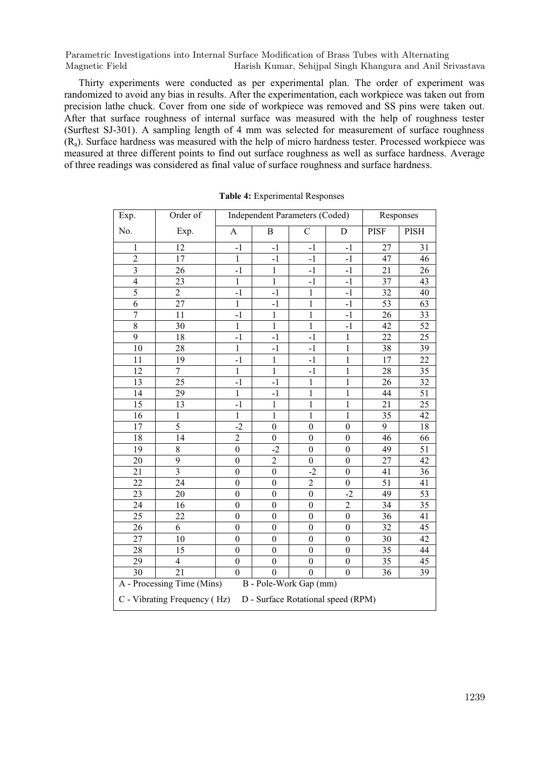Thirty experiments were conducted as per experimental plan. The order of experiment was randomized to avoid any bias in results. After the experimentation, each workpiece was taken out from precision lathe chuck. Cover from one side of workpiece was removed and SS pins were taken out. After that surface roughness of internal surface was measured with the help of roughness tester (Surftest SJ-301). A sampling length of 4 mm was selected for measurement of surface roughness ($R_a$). Surface hardness was measured with the help of micro hardness tester. Processed workpiece was measured at three different points to find out surface roughness as well as surface hardness. Average of three readings was considered as final value of surface roughness and surface hardness.

**Table 4:** Experimental Responses

| Exp. No. | Order of Exp. | Independent Parameters (Coded) | | | | Responses | |
|---|---|---|---|---|---|---|---|
| | | A | B | C | D | PISF | PISH |
| 1 | 12 | -1 | -1 | -1 | -1 | 27 | 31 |
| 2 | 17 | 1 | -1 | -1 | -1 | 47 | 46 |
| 3 | 26 | -1 | 1 | -1 | -1 | 21 | 26 |
| 4 | 23 | 1 | 1 | -1 | -1 | 37 | 43 |
| 5 | 2 | -1 | -1 | 1 | -1 | 32 | 40 |
| 6 | 27 | 1 | -1 | 1 | -1 | 53 | 63 |
| 7 | 11 | -1 | 1 | 1 | -1 | 26 | 33 |
| 8 | 30 | 1 | 1 | 1 | -1 | 42 | 52 |
| 9 | 18 | -1 | -1 | -1 | 1 | 22 | 25 |
| 10 | 28 | 1 | -1 | -1 | 1 | 38 | 39 |
| 11 | 19 | -1 | 1 | -1 | 1 | 17 | 22 |
| 12 | 7 | 1 | 1 | -1 | 1 | 28 | 35 |
| 13 | 25 | -1 | -1 | 1 | 1 | 26 | 32 |
| 14 | 29 | 1 | -1 | 1 | 1 | 44 | 51 |
| 15 | 13 | -1 | 1 | 1 | 1 | 21 | 25 |
| 16 | 1 | 1 | 1 | 1 | 1 | 35 | 42 |
| 17 | 5 | -2 | 0 | 0 | 0 | 9 | 18 |
| 18 | 14 | 2 | 0 | 0 | 0 | 46 | 66 |
| 19 | 8 | 0 | -2 | 0 | 0 | 49 | 51 |
| 20 | 9 | 0 | 2 | 0 | 0 | 27 | 42 |
| 21 | 3 | 0 | 0 | -2 | 0 | 41 | 36 |
| 22 | 24 | 0 | 0 | 2 | 0 | 51 | 41 |
| 23 | 20 | 0 | 0 | 0 | -2 | 49 | 53 |
| 24 | 16 | 0 | 0 | 0 | 2 | 34 | 35 |
| 25 | 22 | 0 | 0 | 0 | 0 | 36 | 41 |
| 26 | 6 | 0 | 0 | 0 | 0 | 32 | 45 |
| 27 | 10 | 0 | 0 | 0 | 0 | 30 | 42 |
| 28 | 15 | 0 | 0 | 0 | 0 | 35 | 44 |
| 29 | 4 | 0 | 0 | 0 | 0 | 35 | 45 |
| 30 | 21 | 0 | 0 | 0 | 0 | 36 | 39 |

A - Processing Time (Mins) B - Pole-Work Gap (mm)
C - Vibrating Frequency ( Hz) D - Surface Rotational speed (RPM)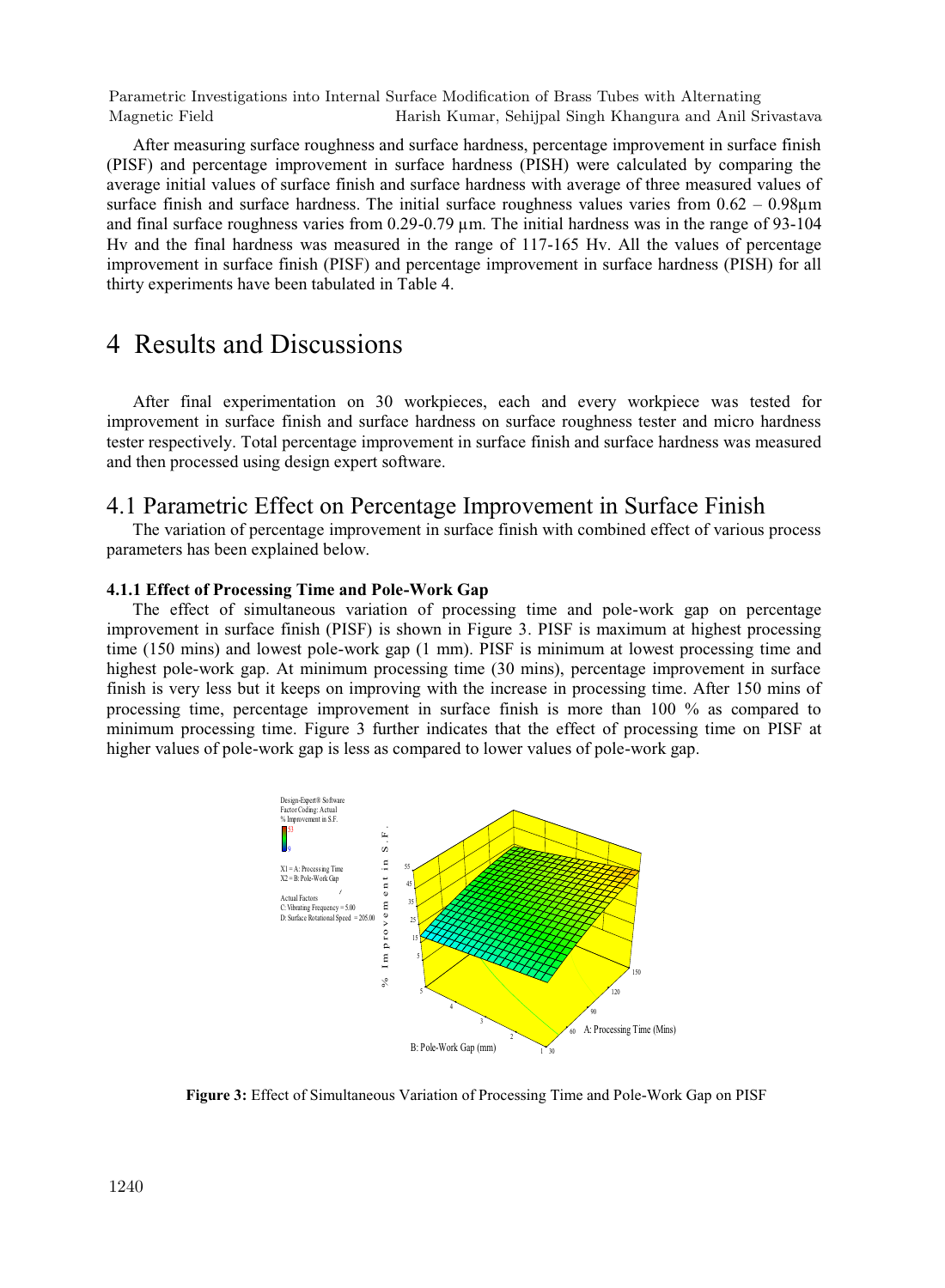After measuring surface roughness and surface hardness, percentage improvement in surface finish (PISF) and percentage improvement in surface hardness (PISH) were calculated by comparing the average initial values of surface finish and surface hardness with average of three measured values of surface finish and surface hardness. The initial surface roughness values varies from 0.62 – 0.98µm and final surface roughness varies from 0.29-0.79 µm. The initial hardness was in the range of 93-104 Hv and the final hardness was measured in the range of 117-165 Hv. All the values of percentage improvement in surface finish (PISF) and percentage improvement in surface hardness (PISH) for all thirty experiments have been tabulated in Table 4.

# 4 Results and Discussions

After final experimentation on 30 workpieces, each and every workpiece was tested for improvement in surface finish and surface hardness on surface roughness tester and micro hardness tester respectively. Total percentage improvement in surface finish and surface hardness was measured and then processed using design expert software.

## 4.1 Parametric Effect on Percentage Improvement in Surface Finish

The variation of percentage improvement in surface finish with combined effect of various process parameters has been explained below.

### 4.1.1 Effect of Processing Time and Pole-Work Gap

The effect of simultaneous variation of processing time and pole-work gap on percentage improvement in surface finish (PISF) is shown in Figure 3. PISF is maximum at highest processing time (150 mins) and lowest pole-work gap (1 mm). PISF is minimum at lowest processing time and highest pole-work gap. At minimum processing time (30 mins), percentage improvement in surface finish is very less but it keeps on improving with the increase in processing time. After 150 mins of processing time, percentage improvement in surface finish is more than 100 % as compared to minimum processing time. Figure 3 further indicates that the effect of processing time on PISF at higher values of pole-work gap is less as compared to lower values of pole-work gap.

**Figure 3:** Effect of Simultaneous Variation of Processing Time and Pole-Work Gap on PISF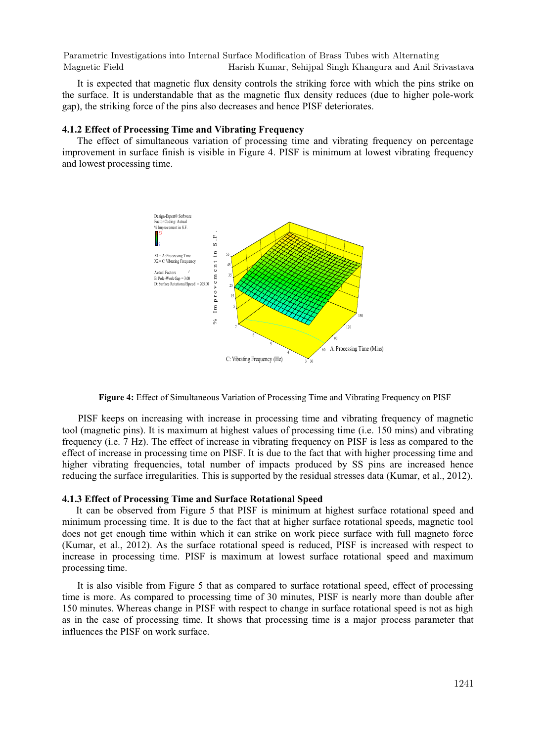It is expected that magnetic flux density controls the striking force with which the pins strike on the surface. It is understandable that as the magnetic flux density reduces (due to higher pole-work gap), the striking force of the pins also decreases and hence PISF deteriorates.

### 4.1.2 Effect of Processing Time and Vibrating Frequency

The effect of simultaneous variation of processing time and vibrating frequency on percentage improvement in surface finish is visible in Figure 4. PISF is minimum at lowest vibrating frequency and lowest processing time.

**Figure 4:** Effect of Simultaneous Variation of Processing Time and Vibrating Frequency on PISF

PISF keeps on increasing with increase in processing time and vibrating frequency of magnetic tool (magnetic pins). It is maximum at highest values of processing time (i.e. 150 mins) and vibrating frequency (i.e. 7 Hz). The effect of increase in vibrating frequency on PISF is less as compared to the effect of increase in processing time on PISF. It is due to the fact that with higher processing time and higher vibrating frequencies, total number of impacts produced by SS pins are increased hence reducing the surface irregularities. This is supported by the residual stresses data (Kumar, et al., 2012).

### 4.1.3 Effect of Processing Time and Surface Rotational Speed

It can be observed from Figure 5 that PISF is minimum at highest surface rotational speed and minimum processing time. It is due to the fact that at higher surface rotational speeds, magnetic tool does not get enough time within which it can strike on work piece surface with full magneto force (Kumar, et al., 2012). As the surface rotational speed is reduced, PISF is increased with respect to increase in processing time. PISF is maximum at lowest surface rotational speed and maximum processing time.

It is also visible from Figure 5 that as compared to surface rotational speed, effect of processing time is more. As compared to processing time of 30 minutes, PISF is nearly more than double after 150 minutes. Whereas change in PISF with respect to change in surface rotational speed is not as high as in the case of processing time. It shows that processing time is a major process parameter that influences the PISF on work surface.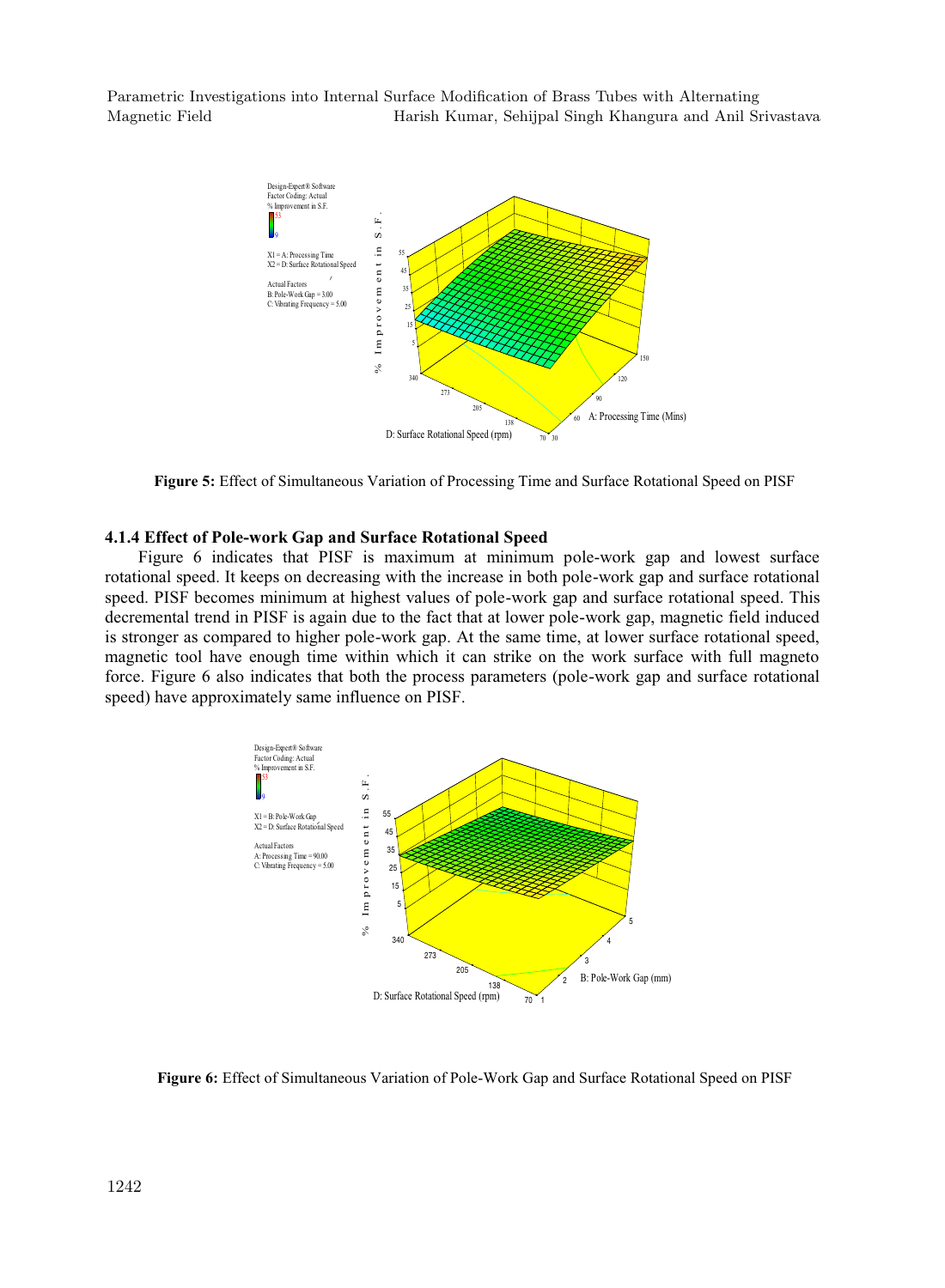**Figure 5:** Effect of Simultaneous Variation of Processing Time and Surface Rotational Speed on PISF

### 4.1.4 Effect of Pole-work Gap and Surface Rotational Speed

Figure 6 indicates that PISF is maximum at minimum pole-work gap and lowest surface rotational speed. It keeps on decreasing with the increase in both pole-work gap and surface rotational speed. PISF becomes minimum at highest values of pole-work gap and surface rotational speed. This decremental trend in PISF is again due to the fact that at lower pole-work gap, magnetic field induced is stronger as compared to higher pole-work gap. At the same time, at lower surface rotational speed, magnetic tool have enough time within which it can strike on the work surface with full magneto force. Figure 6 also indicates that both the process parameters (pole-work gap and surface rotational speed) have approximately same influence on PISF.

**Figure 6:** Effect of Simultaneous Variation of Pole-Work Gap and Surface Rotational Speed on PISF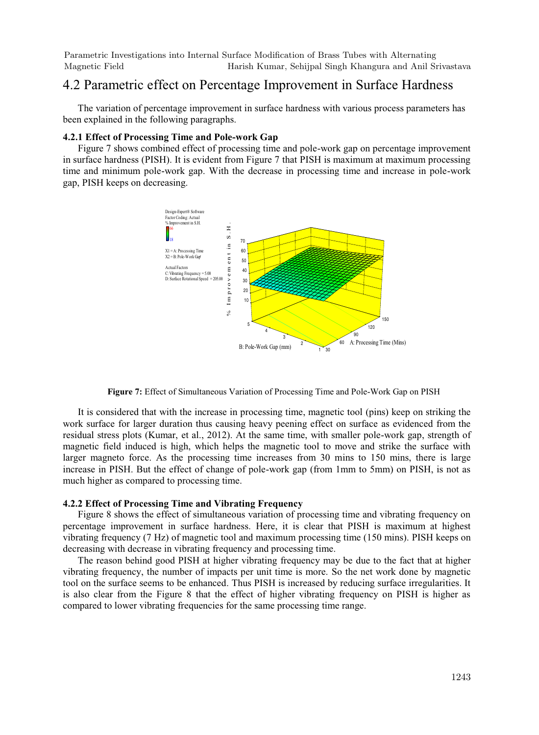## 4.2 Parametric effect on Percentage Improvement in Surface Hardness

The variation of percentage improvement in surface hardness with various process parameters has been explained in the following paragraphs.

#### 4.2.1 Effect of Processing Time and Pole-work Gap

Figure 7 shows combined effect of processing time and pole-work gap on percentage improvement in surface hardness (PISH). It is evident from Figure 7 that PISH is maximum at maximum processing time and minimum pole-work gap. With the decrease in processing time and increase in pole-work gap, PISH keeps on decreasing.

**Figure 7:** Effect of Simultaneous Variation of Processing Time and Pole-Work Gap on PISH

It is considered that with the increase in processing time, magnetic tool (pins) keep on striking the work surface for larger duration thus causing heavy peening effect on surface as evidenced from the residual stress plots (Kumar, et al., 2012). At the same time, with smaller pole-work gap, strength of magnetic field induced is high, which helps the magnetic tool to move and strike the surface with larger magneto force. As the processing time increases from 30 mins to 150 mins, there is large increase in PISH. But the effect of change of pole-work gap (from 1mm to 5mm) on PISH, is not as much higher as compared to processing time.

#### 4.2.2 Effect of Processing Time and Vibrating Frequency

Figure 8 shows the effect of simultaneous variation of processing time and vibrating frequency on percentage improvement in surface hardness. Here, it is clear that PISH is maximum at highest vibrating frequency (7 Hz) of magnetic tool and maximum processing time (150 mins). PISH keeps on decreasing with decrease in vibrating frequency and processing time.

The reason behind good PISH at higher vibrating frequency may be due to the fact that at higher vibrating frequency, the number of impacts per unit time is more. So the net work done by magnetic tool on the surface seems to be enhanced. Thus PISH is increased by reducing surface irregularities. It is also clear from the Figure 8 that the effect of higher vibrating frequency on PISH is higher as compared to lower vibrating frequencies for the same processing time range.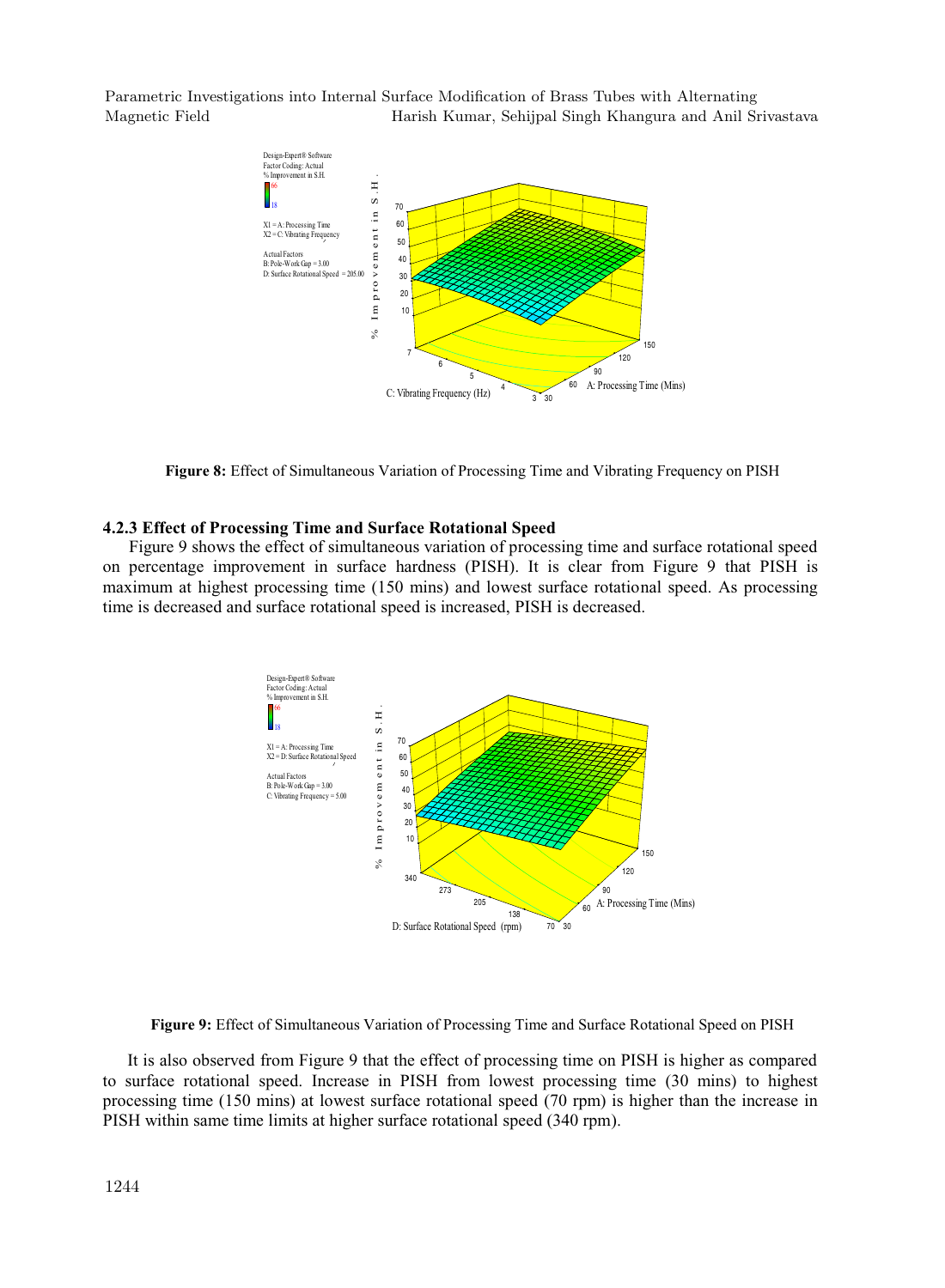**Figure 8:** Effect of Simultaneous Variation of Processing Time and Vibrating Frequency on PISH

### 4.2.3 Effect of Processing Time and Surface Rotational Speed

Figure 9 shows the effect of simultaneous variation of processing time and surface rotational speed on percentage improvement in surface hardness (PISH). It is clear from Figure 9 that PISH is maximum at highest processing time (150 mins) and lowest surface rotational speed. As processing time is decreased and surface rotational speed is increased, PISH is decreased.

**Figure 9:** Effect of Simultaneous Variation of Processing Time and Surface Rotational Speed on PISH

It is also observed from Figure 9 that the effect of processing time on PISH is higher as compared to surface rotational speed. Increase in PISH from lowest processing time (30 mins) to highest processing time (150 mins) at lowest surface rotational speed (70 rpm) is higher than the increase in PISH within same time limits at higher surface rotational speed (340 rpm).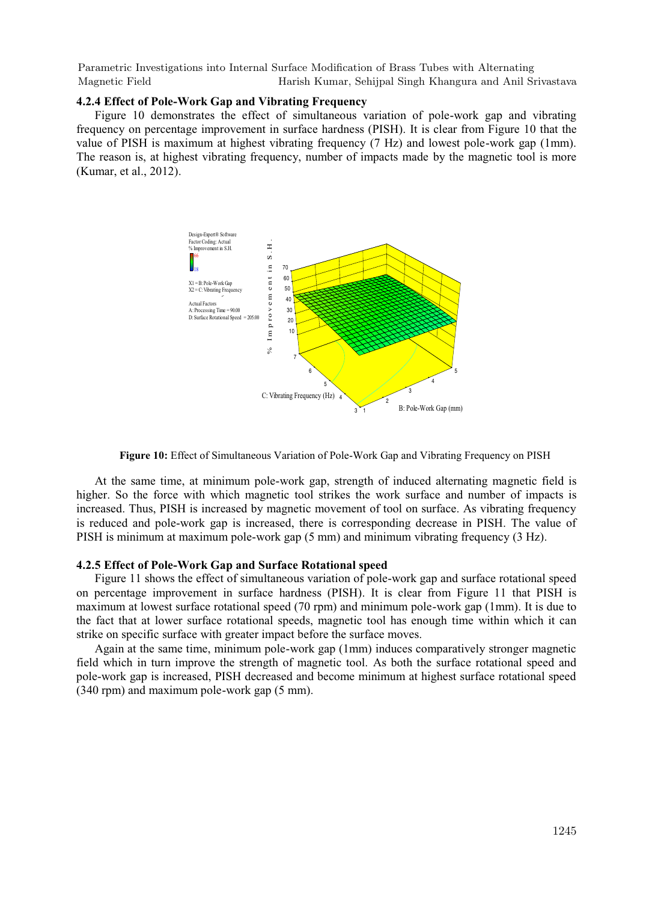### 4.2.4 Effect of Pole-Work Gap and Vibrating Frequency

Figure 10 demonstrates the effect of simultaneous variation of pole-work gap and vibrating frequency on percentage improvement in surface hardness (PISH). It is clear from Figure 10 that the value of PISH is maximum at highest vibrating frequency (7 Hz) and lowest pole-work gap (1mm). The reason is, at highest vibrating frequency, number of impacts made by the magnetic tool is more (Kumar, et al., 2012).

**Figure 10:** Effect of Simultaneous Variation of Pole-Work Gap and Vibrating Frequency on PISH

At the same time, at minimum pole-work gap, strength of induced alternating magnetic field is higher. So the force with which magnetic tool strikes the work surface and number of impacts is increased. Thus, PISH is increased by magnetic movement of tool on surface. As vibrating frequency is reduced and pole-work gap is increased, there is corresponding decrease in PISH. The value of PISH is minimum at maximum pole-work gap (5 mm) and minimum vibrating frequency (3 Hz).

### 4.2.5 Effect of Pole-Work Gap and Surface Rotational speed

Figure 11 shows the effect of simultaneous variation of pole-work gap and surface rotational speed on percentage improvement in surface hardness (PISH). It is clear from Figure 11 that PISH is maximum at lowest surface rotational speed (70 rpm) and minimum pole-work gap (1mm). It is due to the fact that at lower surface rotational speeds, magnetic tool has enough time within which it can strike on specific surface with greater impact before the surface moves.

Again at the same time, minimum pole-work gap (1mm) induces comparatively stronger magnetic field which in turn improve the strength of magnetic tool. As both the surface rotational speed and pole-work gap is increased, PISH decreased and become minimum at highest surface rotational speed (340 rpm) and maximum pole-work gap (5 mm).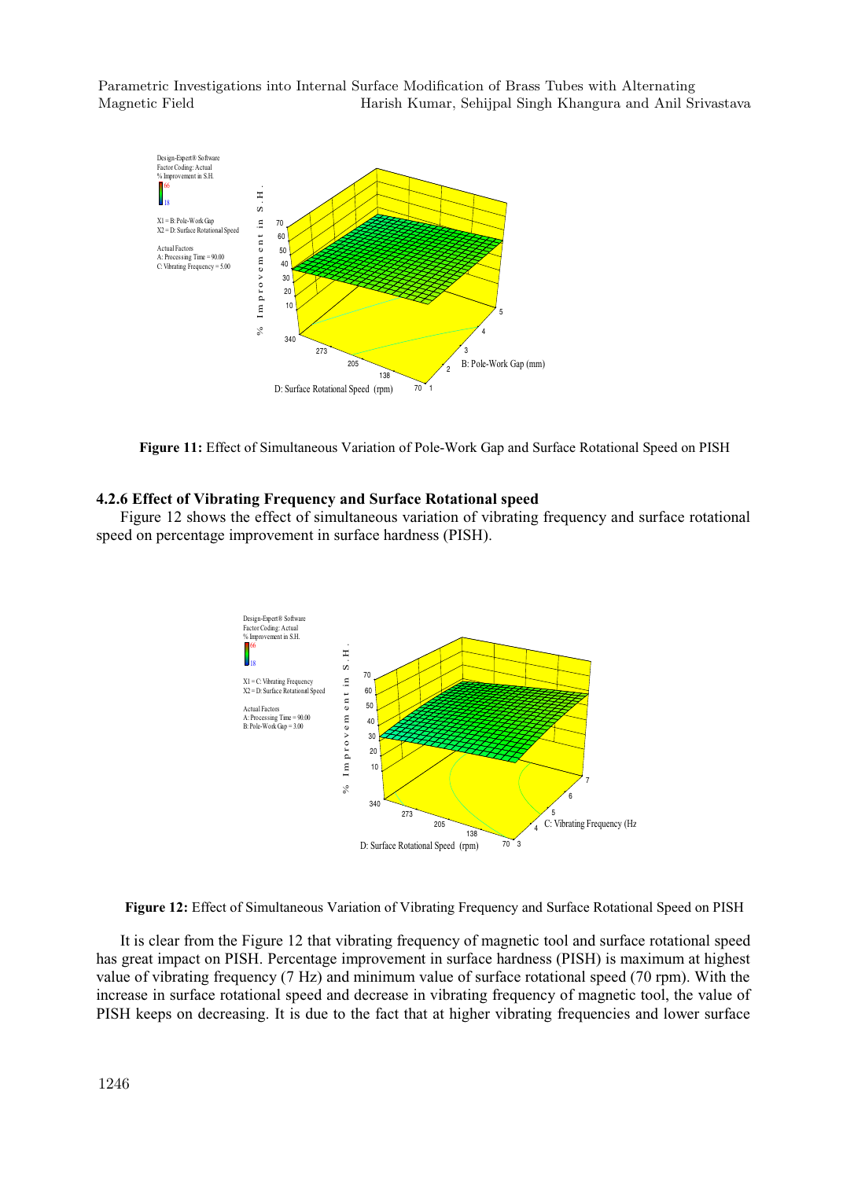**Figure 11:** Effect of Simultaneous Variation of Pole-Work Gap and Surface Rotational Speed on PISH

### 4.2.6 Effect of Vibrating Frequency and Surface Rotational speed

Figure 12 shows the effect of simultaneous variation of vibrating frequency and surface rotational speed on percentage improvement in surface hardness (PISH).

**Figure 12:** Effect of Simultaneous Variation of Vibrating Frequency and Surface Rotational Speed on PISH

It is clear from the Figure 12 that vibrating frequency of magnetic tool and surface rotational speed has great impact on PISH. Percentage improvement in surface hardness (PISH) is maximum at highest value of vibrating frequency (7 Hz) and minimum value of surface rotational speed (70 rpm). With the increase in surface rotational speed and decrease in vibrating frequency of magnetic tool, the value of PISH keeps on decreasing. It is due to the fact that at higher vibrating frequencies and lower surface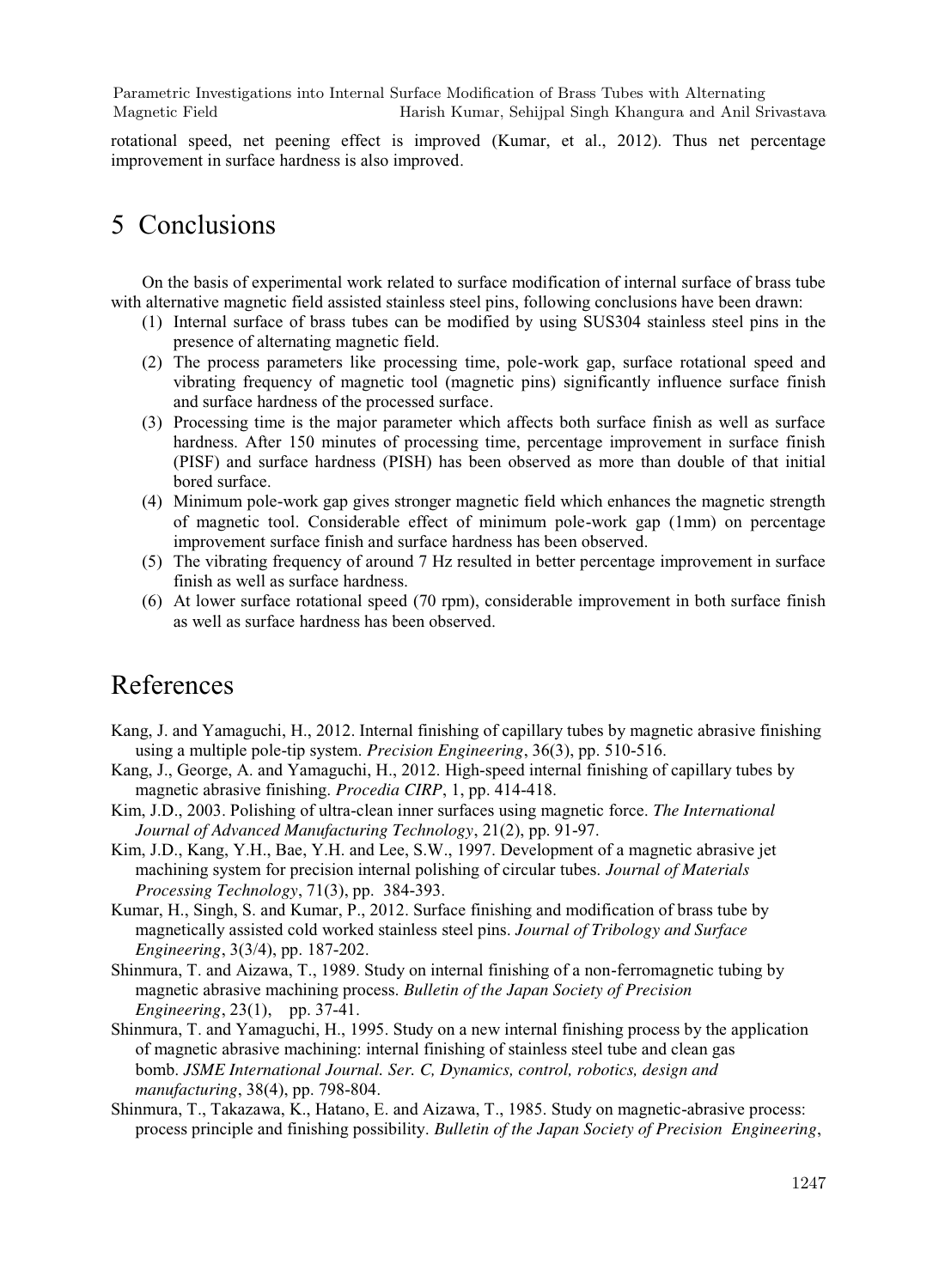rotational speed, net peening effect is improved (Kumar, et al., 2012). Thus net percentage improvement in surface hardness is also improved.

# 5 Conclusions

On the basis of experimental work related to surface modification of internal surface of brass tube with alternative magnetic field assisted stainless steel pins, following conclusions have been drawn:

1. Internal surface of brass tubes can be modified by using SUS304 stainless steel pins in the presence of alternating magnetic field.
2. The process parameters like processing time, pole-work gap, surface rotational speed and vibrating frequency of magnetic tool (magnetic pins) significantly influence surface finish and surface hardness of the processed surface.
3. Processing time is the major parameter which affects both surface finish as well as surface hardness. After 150 minutes of processing time, percentage improvement in surface finish (PISF) and surface hardness (PISH) has been observed as more than double of that initial bored surface.
4. Minimum pole-work gap gives stronger magnetic field which enhances the magnetic strength of magnetic tool. Considerable effect of minimum pole-work gap (1mm) on percentage improvement surface finish and surface hardness has been observed.
5. The vibrating frequency of around 7 Hz resulted in better percentage improvement in surface finish as well as surface hardness.
6. At lower surface rotational speed (70 rpm), considerable improvement in both surface finish as well as surface hardness has been observed.

# References

Kang, J. and Yamaguchi, H., 2012. Internal finishing of capillary tubes by magnetic abrasive finishing using a multiple pole-tip system. *Precision Engineering*, 36(3), pp. 510-516.

Kang, J., George, A. and Yamaguchi, H., 2012. High-speed internal finishing of capillary tubes by magnetic abrasive finishing. *Procedia CIRP*, 1, pp. 414-418.

Kim, J.D., 2003. Polishing of ultra-clean inner surfaces using magnetic force. *The International Journal of Advanced Manufacturing Technology*, 21(2), pp. 91-97.

Kim, J.D., Kang, Y.H., Bae, Y.H. and Lee, S.W., 1997. Development of a magnetic abrasive jet machining system for precision internal polishing of circular tubes. *Journal of Materials Processing Technology*, 71(3), pp. 384-393.

Kumar, H., Singh, S. and Kumar, P., 2012. Surface finishing and modification of brass tube by magnetically assisted cold worked stainless steel pins. *Journal of Tribology and Surface Engineering*, 3(3/4), pp. 187-202.

Shinmura, T. and Aizawa, T., 1989. Study on internal finishing of a non-ferromagnetic tubing by magnetic abrasive machining process. *Bulletin of the Japan Society of Precision Engineering*, 23(1), pp. 37-41.

Shinmura, T. and Yamaguchi, H., 1995. Study on a new internal finishing process by the application of magnetic abrasive machining: internal finishing of stainless steel tube and clean gas bomb. *JSME International Journal. Ser. C, Dynamics, control, robotics, design and manufacturing*, 38(4), pp. 798-804.

Shinmura, T., Takazawa, K., Hatano, E. and Aizawa, T., 1985. Study on magnetic-abrasive process: process principle and finishing possibility. *Bulletin of the Japan Society of Precision Engineering*,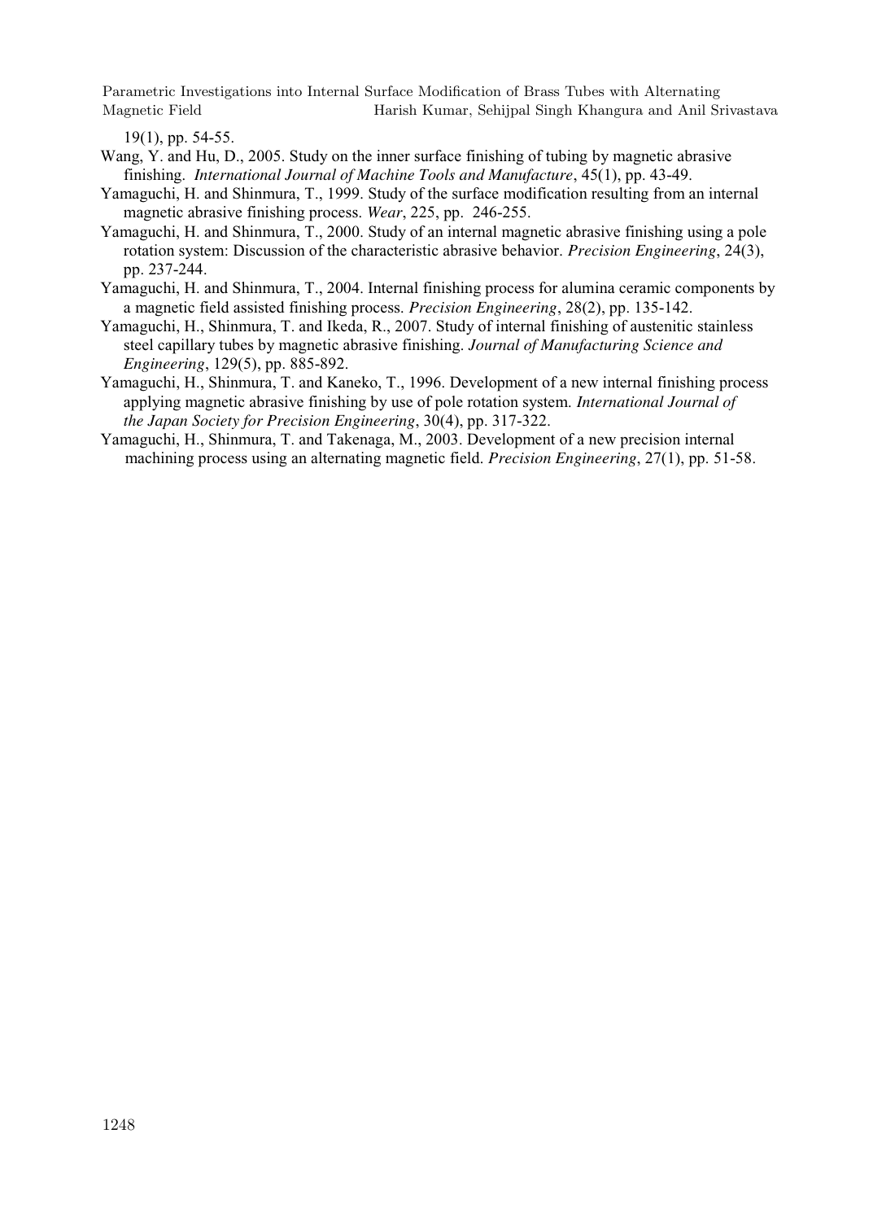19(1), pp. 54-55.

Wang, Y. and Hu, D., 2005. Study on the inner surface finishing of tubing by magnetic abrasive finishing. *International Journal of Machine Tools and Manufacture*, 45(1), pp. 43-49.

Yamaguchi, H. and Shinmura, T., 1999. Study of the surface modification resulting from an internal magnetic abrasive finishing process. *Wear*, 225, pp. 246-255.

Yamaguchi, H. and Shinmura, T., 2000. Study of an internal magnetic abrasive finishing using a pole rotation system: Discussion of the characteristic abrasive behavior. *Precision Engineering*, 24(3), pp. 237-244.

Yamaguchi, H. and Shinmura, T., 2004. Internal finishing process for alumina ceramic components by a magnetic field assisted finishing process. *Precision Engineering*, 28(2), pp. 135-142.

Yamaguchi, H., Shinmura, T. and Ikeda, R., 2007. Study of internal finishing of austenitic stainless steel capillary tubes by magnetic abrasive finishing. *Journal of Manufacturing Science and Engineering*, 129(5), pp. 885-892.

Yamaguchi, H., Shinmura, T. and Kaneko, T., 1996. Development of a new internal finishing process applying magnetic abrasive finishing by use of pole rotation system. *International Journal of the Japan Society for Precision Engineering*, 30(4), pp. 317-322.

Yamaguchi, H., Shinmura, T. and Takenaga, M., 2003. Development of a new precision internal machining process using an alternating magnetic field. *Precision Engineering*, 27(1), pp. 51-58.